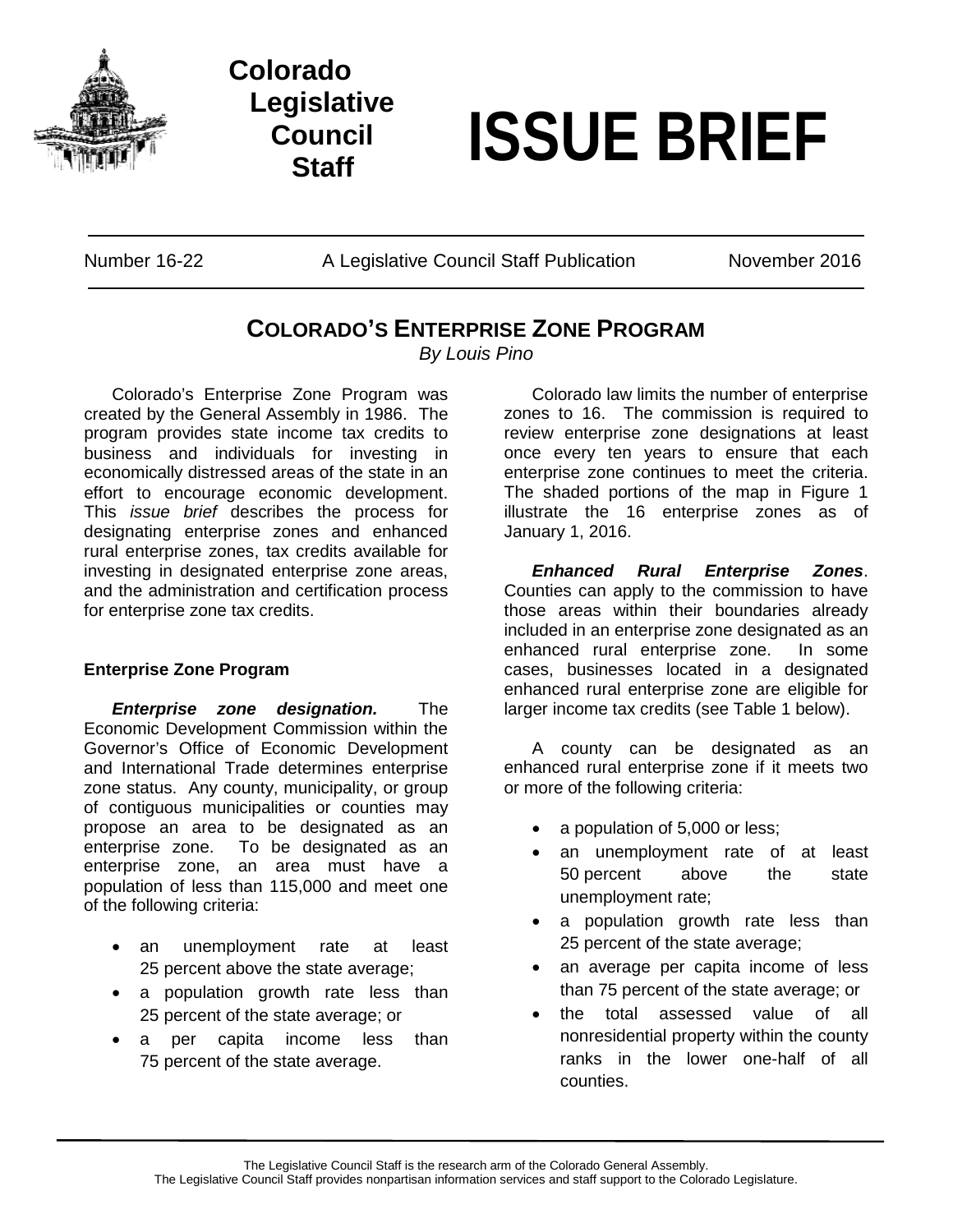# Colorado Legislative Council Staff

# ISSUE BRIEF

Number 16-22 A Legislative Council Staff Publication November 2016

## COLORADO'S ENTERPRISE ZONE PROGRAM

*By Louis Pino*

Colorado's Enterprise Zone Program was created by the General Assembly in 1986. The program provides state income tax credits to business and individuals for investing in economically distressed areas of the state in an effort to encourage economic development. This *issue brief* describes the process for designating enterprise zones and enhanced rural enterprise zones, tax credits available for investing in designated enterprise zone areas, and the administration and certification process for enterprise zone tax credits.

### Enterprise Zone Program

***Enterprise zone designation.*** The Economic Development Commission within the Governor's Office of Economic Development and International Trade determines enterprise zone status. Any county, municipality, or group of contiguous municipalities or counties may propose an area to be designated as an enterprise zone. To be designated as an enterprise zone, an area must have a population of less than 115,000 and meet one of the following criteria:

- an unemployment rate at least 25 percent above the state average;
- a population growth rate less than 25 percent of the state average; or
- a per capita income less than 75 percent of the state average.

Colorado law limits the number of enterprise zones to 16. The commission is required to review enterprise zone designations at least once every ten years to ensure that each enterprise zone continues to meet the criteria. The shaded portions of the map in Figure 1 illustrate the 16 enterprise zones as of January 1, 2016.

***Enhanced Rural Enterprise Zones***. Counties can apply to the commission to have those areas within their boundaries already included in an enterprise zone designated as an enhanced rural enterprise zone. In some cases, businesses located in a designated enhanced rural enterprise zone are eligible for larger income tax credits (see Table 1 below).

A county can be designated as an enhanced rural enterprise zone if it meets two or more of the following criteria:

- a population of 5,000 or less;
- an unemployment rate of at least 50 percent above the state unemployment rate;
- a population growth rate less than 25 percent of the state average;
- an average per capita income of less than 75 percent of the state average; or
- the total assessed value of all nonresidential property within the county ranks in the lower one-half of all counties.

The Legislative Council Staff is the research arm of the Colorado General Assembly.
The Legislative Council Staff provides nonpartisan information services and staff support to the Colorado Legislature.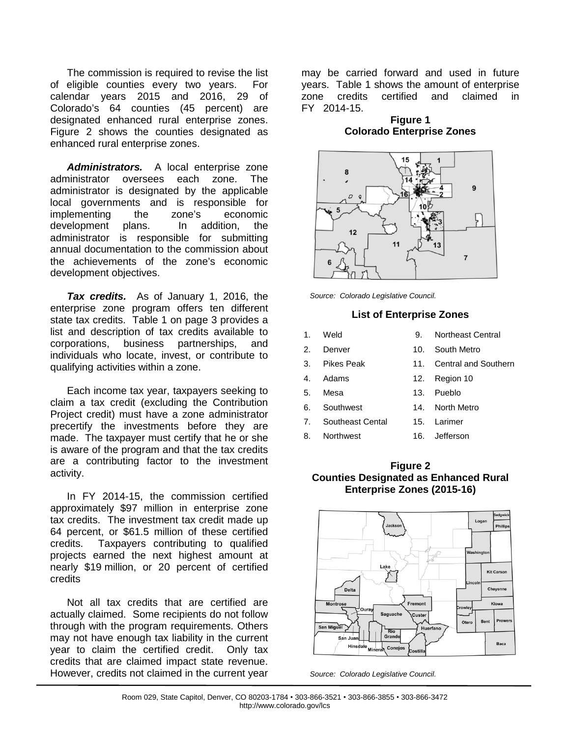The commission is required to revise the list of eligible counties every two years. For calendar years 2015 and 2016, 29 of Colorado's 64 counties (45 percent) are designated enhanced rural enterprise zones. Figure 2 shows the counties designated as enhanced rural enterprise zones.

***Administrators.*** A local enterprise zone administrator oversees each zone. The administrator is designated by the applicable local governments and is responsible for implementing the zone's economic development plans. In addition, the administrator is responsible for submitting annual documentation to the commission about the achievements of the zone's economic development objectives.

***Tax credits.*** As of January 1, 2016, the enterprise zone program offers ten different state tax credits. Table 1 on page 3 provides a list and description of tax credits available to corporations, business partnerships, and individuals who locate, invest, or contribute to qualifying activities within a zone.

Each income tax year, taxpayers seeking to claim a tax credit (excluding the Contribution Project credit) must have a zone administrator precertify the investments before they are made. The taxpayer must certify that he or she is aware of the program and that the tax credits are a contributing factor to the investment activity.

In FY 2014-15, the commission certified approximately $97 million in enterprise zone tax credits. The investment tax credit made up 64 percent, or $61.5 million of these certified credits. Taxpayers contributing to qualified projects earned the next highest amount at nearly $19 million, or 20 percent of certified credits

Not all tax credits that are certified are actually claimed. Some recipients do not follow through with the program requirements. Others may not have enough tax liability in the current year to claim the certified credit. Only tax credits that are claimed impact state revenue. However, credits not claimed in the current year may be carried forward and used in future years. Table 1 shows the amount of enterprise zone credits certified and claimed in FY 2014-15.

**Figure 1**
**Colorado Enterprise Zones**

*Source: Colorado Legislative Council.*

**List of Enterprise Zones**

1. Weld
2. Denver
3. Pikes Peak
4. Adams
5. Mesa
6. Southwest
7. Southeast Cental
8. Northwest
9. Northeast Central
10. South Metro
11. Central and Southern
12. Region 10
13. Pueblo
14. North Metro
15. Larimer
16. Jefferson

**Figure 2**
**Counties Designated as Enhanced Rural Enterprise Zones (2015-16)**

*Source: Colorado Legislative Council.*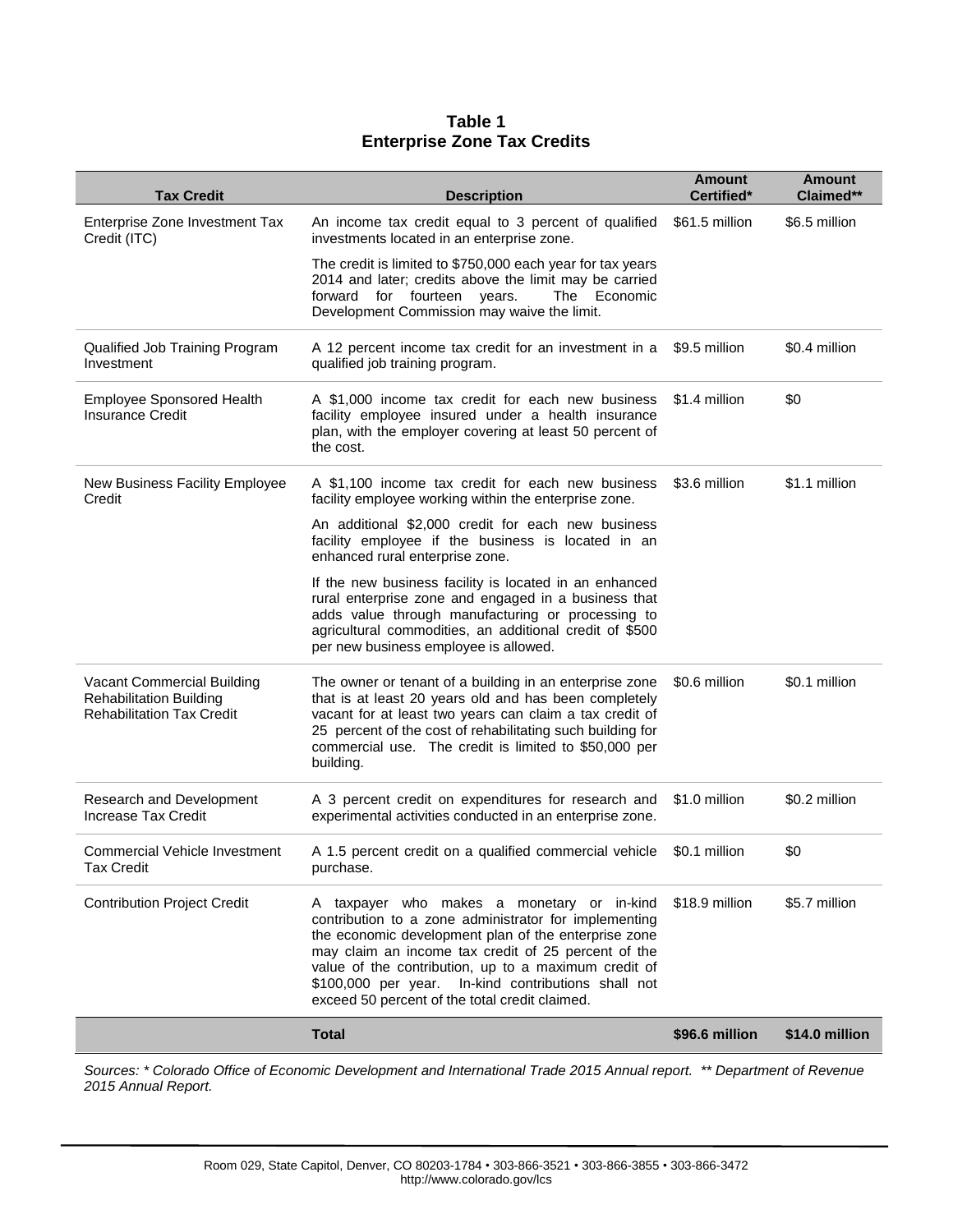**Table 1**
**Enterprise Zone Tax Credits**

| Tax Credit | Description | Amount Certified* | Amount Claimed** |
|---|---|---|---|
| Enterprise Zone Investment Tax Credit (ITC) | An income tax credit equal to 3 percent of qualified investments located in an enterprise zone. The credit is limited to $750,000 each year for tax years 2014 and later; credits above the limit may be carried forward for fourteen years. The Economic Development Commission may waive the limit. | $61.5 million | $6.5 million |
| Qualified Job Training Program Investment | A 12 percent income tax credit for an investment in a qualified job training program. | $9.5 million | $0.4 million |
| Employee Sponsored Health Insurance Credit | A $1,000 income tax credit for each new business facility employee insured under a health insurance plan, with the employer covering at least 50 percent of the cost. | $1.4 million | $0 |
| New Business Facility Employee Credit | A $1,100 income tax credit for each new business facility employee working within the enterprise zone. An additional $2,000 credit for each new business facility employee if the business is located in an enhanced rural enterprise zone. If the new business facility is located in an enhanced rural enterprise zone and engaged in a business that adds value through manufacturing or processing to agricultural commodities, an additional credit of $500 per new business employee is allowed. | $3.6 million | $1.1 million |
| Vacant Commercial Building Rehabilitation Building Rehabilitation Tax Credit | The owner or tenant of a building in an enterprise zone that is at least 20 years old and has been completely vacant for at least two years can claim a tax credit of 25 percent of the cost of rehabilitating such building for commercial use. The credit is limited to $50,000 per building. | $0.6 million | $0.1 million |
| Research and Development Increase Tax Credit | A 3 percent credit on expenditures for research and experimental activities conducted in an enterprise zone. | $1.0 million | $0.2 million |
| Commercial Vehicle Investment Tax Credit | A 1.5 percent credit on a qualified commercial vehicle purchase. | $0.1 million | $0 |
| Contribution Project Credit | A taxpayer who makes a monetary or in-kind contribution to a zone administrator for implementing the economic development plan of the enterprise zone may claim an income tax credit of 25 percent of the value of the contribution, up to a maximum credit of $100,000 per year. In-kind contributions shall not exceed 50 percent of the total credit claimed. | $18.9 million | $5.7 million |
| | **Total** | **$96.6 million** | **$14.0 million** |

*Sources: * Colorado Office of Economic Development and International Trade 2015 Annual report. ** Department of Revenue 2015 Annual Report.*